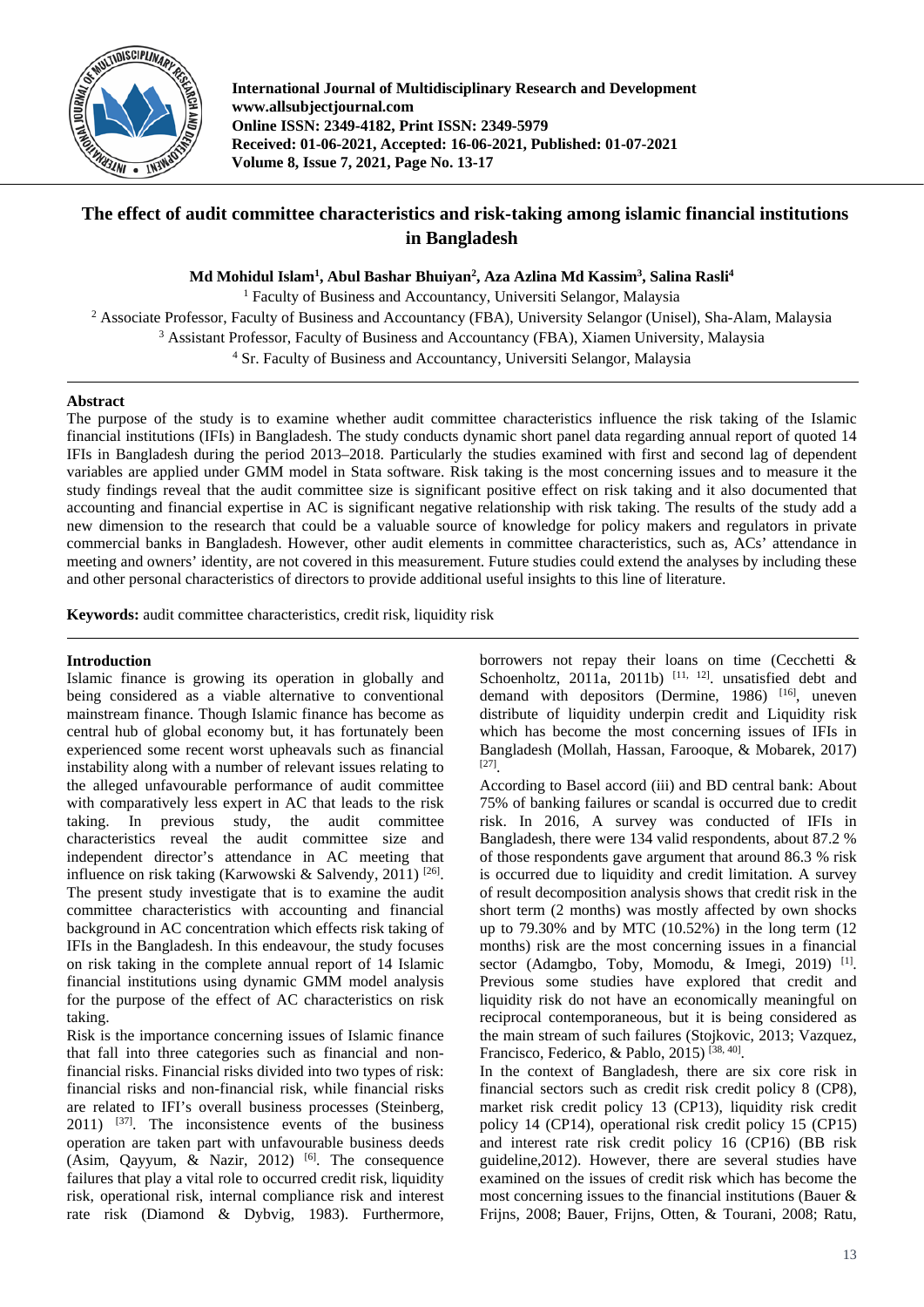International Journal of Multidisciplinary Research and Development
www.allsubjectjournal.com
Online ISSN: 2349-4182, Print ISSN: 2349-5979
Received: 01-06-2021, Accepted: 16-06-2021, Published: 01-07-2021
Volume 8, Issue 7, 2021, Page No. 13-17

# The effect of audit committee characteristics and risk-taking among islamic financial institutions in Bangladesh

**Md Mohidul Islam[1], Abul Bashar Bhuiyan[2], Aza Azlina Md Kassim[3], Salina Rasli[4]**

[1] Faculty of Business and Accountancy, Universiti Selangor, Malaysia
[2] Associate Professor, Faculty of Business and Accountancy (FBA), University Selangor (Unisel), Sha-Alam, Malaysia
[3] Assistant Professor, Faculty of Business and Accountancy (FBA), Xiamen University, Malaysia
[4] Sr. Faculty of Business and Accountancy, Universiti Selangor, Malaysia

## Abstract

The purpose of the study is to examine whether audit committee characteristics influence the risk taking of the Islamic financial institutions (IFIs) in Bangladesh. The study conducts dynamic short panel data regarding annual report of quoted 14 IFIs in Bangladesh during the period 2013–2018. Particularly the studies examined with first and second lag of dependent variables are applied under GMM model in Stata software. Risk taking is the most concerning issues and to measure it the study findings reveal that the audit committee size is significant positive effect on risk taking and it also documented that accounting and financial expertise in AC is significant negative relationship with risk taking. The results of the study add a new dimension to the research that could be a valuable source of knowledge for policy makers and regulators in private commercial banks in Bangladesh. However, other audit elements in committee characteristics, such as, ACs' attendance in meeting and owners' identity, are not covered in this measurement. Future studies could extend the analyses by including these and other personal characteristics of directors to provide additional useful insights to this line of literature.

**Keywords:** audit committee characteristics, credit risk, liquidity risk

## Introduction

Islamic finance is growing its operation in globally and being considered as a viable alternative to conventional mainstream finance. Though Islamic finance has become as central hub of global economy but, it has fortunately been experienced some recent worst upheavals such as financial instability along with a number of relevant issues relating to the alleged unfavourable performance of audit committee with comparatively less expert in AC that leads to the risk taking. In previous study, the audit committee characteristics reveal the audit committee size and independent director's attendance in AC meeting that influence on risk taking (Karwowski & Salvendy, 2011) [26]. The present study investigate that is to examine the audit committee characteristics with accounting and financial background in AC concentration which effects risk taking of IFIs in the Bangladesh. In this endeavour, the study focuses on risk taking in the complete annual report of 14 Islamic financial institutions using dynamic GMM model analysis for the purpose of the effect of AC characteristics on risk taking.

Risk is the importance concerning issues of Islamic finance that fall into three categories such as financial and non-financial risks. Financial risks divided into two types of risk: financial risks and non-financial risk, while financial risks are related to IFI's overall business processes (Steinberg, 2011) [37]. The inconsistence events of the business operation are taken part with unfavourable business deeds (Asim, Qayyum, & Nazir, 2012) [6]. The consequence failures that play a vital role to occurred credit risk, liquidity risk, operational risk, internal compliance risk and interest rate risk (Diamond & Dybvig, 1983). Furthermore, borrowers not repay their loans on time (Cecchetti & Schoenholtz, 2011a, 2011b) [11, 12]. unsatisfied debt and demand with depositors (Dermine, 1986) [16], uneven distribute of liquidity underpin credit and Liquidity risk which has become the most concerning issues of IFIs in Bangladesh (Mollah, Hassan, Farooque, & Mobarek, 2017) [27].

According to Basel accord (iii) and BD central bank: About 75% of banking failures or scandal is occurred due to credit risk. In 2016, A survey was conducted of IFIs in Bangladesh, there were 134 valid respondents, about 87.2 % of those respondents gave argument that around 86.3 % risk is occurred due to liquidity and credit limitation. A survey of result decomposition analysis shows that credit risk in the short term (2 months) was mostly affected by own shocks up to 79.30% and by MTC (10.52%) in the long term (12 months) risk are the most concerning issues in a financial sector (Adamgbo, Toby, Momodu, & Imegi, 2019) [1]. Previous some studies have explored that credit and liquidity risk do not have an economically meaningful on reciprocal contemporaneous, but it is being considered as the main stream of such failures (Stojkovic, 2013; Vazquez, Francisco, Federico, & Pablo, 2015) [38, 40].

In the context of Bangladesh, there are six core risk in financial sectors such as credit risk credit policy 8 (CP8), market risk credit policy 13 (CP13), liquidity risk credit policy 14 (CP14), operational risk credit policy 15 (CP15) and interest rate risk credit policy 16 (CP16) (BB risk guideline,2012). However, there are several studies have examined on the issues of credit risk which has become the most concerning issues to the financial institutions (Bauer & Frijns, 2008; Bauer, Frijns, Otten, & Tourani, 2008; Ratu,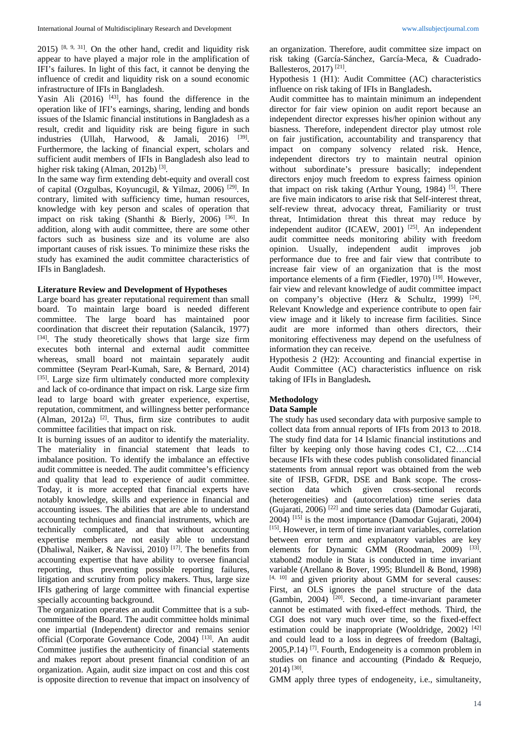2015) [8, 9, 31]. On the other hand, credit and liquidity risk appear to have played a major role in the amplification of IFI's failures. In light of this fact, it cannot be denying the influence of credit and liquidity risk on a sound economic infrastructure of IFIs in Bangladesh.

Yasin Ali (2016) [43], has found the difference in the operation like of IFI's earnings, sharing, lending and bonds issues of the Islamic financial institutions in Bangladesh as a result, credit and liquidity risk are being figure in such industries (Ullah, Harwood, & Jamali, 2016) [39]. Furthermore, the lacking of financial expert, scholars and sufficient audit members of IFIs in Bangladesh also lead to higher risk taking (Alman, 2012b) [3].

In the same way firm extending debt-equity and overall cost of capital (Ozgulbas, Koyuncugil, & Yilmaz, 2006) [29]. In contrary, limited with sufficiency time, human resources, knowledge with key person and scales of operation that impact on risk taking (Shanthi & Bierly, 2006) [36]. In addition, along with audit committee, there are some other factors such as business size and its volume are also important causes of risk issues. To minimize these risks the study has examined the audit committee characteristics of IFIs in Bangladesh.

## Literature Review and Development of Hypotheses

Large board has greater reputational requirement than small board. To maintain large board is needed different committee. The large board has maintained poor coordination that discreet their reputation (Salancik, 1977) [34]. The study theoretically shows that large size firm executes both internal and external audit committee whereas, small board not maintain separately audit committee (Seyram Pearl-Kumah, Sare, & Bernard, 2014) [35]. Large size firm ultimately conducted more complexity and lack of co-ordinance that impact on risk. Large size firm lead to large board with greater experience, expertise, reputation, commitment, and willingness better performance (Alman, 2012a) [2]. Thus, firm size contributes to audit committee facilities that impact on risk.

It is burning issues of an auditor to identify the materiality. The materiality in financial statement that leads to imbalance position. To identify the imbalance an effective audit committee is needed. The audit committee's efficiency and quality that lead to experience of audit committee. Today, it is more accepted that financial experts have notably knowledge, skills and experience in financial and accounting issues. The abilities that are able to understand accounting techniques and financial instruments, which are technically complicated, and that without accounting expertise members are not easily able to understand (Dhaliwal, Naiker, & Navissi, 2010) [17]. The benefits from accounting expertise that have ability to oversee financial reporting, thus preventing possible reporting failures, litigation and scrutiny from policy makers. Thus, large size IFIs gathering of large committee with financial expertise specially accounting background.

The organization operates an audit Committee that is a sub-committee of the Board. The audit committee holds minimal one impartial (Independent) director and remains senior official (Corporate Governance Code, 2004) [13]. An audit Committee justifies the authenticity of financial statements and makes report about present financial condition of an organization. Again, audit size impact on cost and this cost is opposite direction to revenue that impact on insolvency of an organization. Therefore, audit committee size impact on risk taking (García-Sánchez, García-Meca, & Cuadrado-Ballesteros, 2017) [21].

Hypothesis 1 (H1): Audit Committee (AC) characteristics influence on risk taking of IFIs in Bangladesh**.**

Audit committee has to maintain minimum an independent director for fair view opinion on audit report because an independent director expresses his/her opinion without any biasness. Therefore, independent director play utmost role on fair justification, accountability and transparency that impact on company solvency related risk. Hence, independent directors try to maintain neutral opinion without subordinate's pressure basically; independent directors enjoy much freedom to express fairness opinion that impact on risk taking (Arthur Young, 1984) [5]. There are five main indicators to arise risk that Self-interest threat, self-review threat, advocacy threat, Familiarity or trust threat, Intimidation threat this threat may reduce by independent auditor (ICAEW, 2001) [25]. An independent audit committee needs monitoring ability with freedom opinion. Usually, independent audit improves job performance due to free and fair view that contribute to increase fair view of an organization that is the most importance elements of a firm (Fiedler, 1970) [19]. However, fair view and relevant knowledge of audit committee impact on company's objective (Herz & Schultz, 1999) [24]. Relevant Knowledge and experience contribute to open fair view image and it likely to increase firm facilities. Since audit are more informed than others directors, their monitoring effectiveness may depend on the usefulness of information they can receive.

Hypothesis 2 (H2): Accounting and financial expertise in Audit Committee (AC) characteristics influence on risk taking of IFIs in Bangladesh**.**

## Methodology

### Data Sample

The study has used secondary data with purposive sample to collect data from annual reports of IFIs from 2013 to 2018. The study find data for 14 Islamic financial institutions and filter by keeping only those having codes C1, C2….C14 because IFIs with these codes publish consolidated financial statements from annual report was obtained from the web site of IFSB, GFDR, DSE and Bank scope. The cross-section data which given cross-sectional records (heterogeneities) and (autocorrelation) time series data (Gujarati, 2006) [22] and time series data (Damodar Gujarati, 2004) [15] is the most importance (Damodar Gujarati, 2004) [15]. However, in term of time invariant variables, correlation between error term and explanatory variables are key elements for Dynamic GMM (Roodman, 2009) [33]. xtabond2 module in Stata is conducted in time invariant variable (Arellano & Bover, 1995; Blundell & Bond, 1998) [4, 10] and given priority about GMM for several causes: First, an OLS ignores the panel structure of the data (Gambin, 2004) [20]. Second, a time-invariant parameter cannot be estimated with fixed-effect methods. Third, the CGI does not vary much over time, so the fixed-effect estimation could be inappropriate (Wooldridge, 2002) [42] and could lead to a loss in degrees of freedom (Baltagi, 2005,P.14) [7]. Fourth, Endogeneity is a common problem in studies on finance and accounting (Pindado & Requejo, 2014) [30].

GMM apply three types of endogeneity, i.e., simultaneity,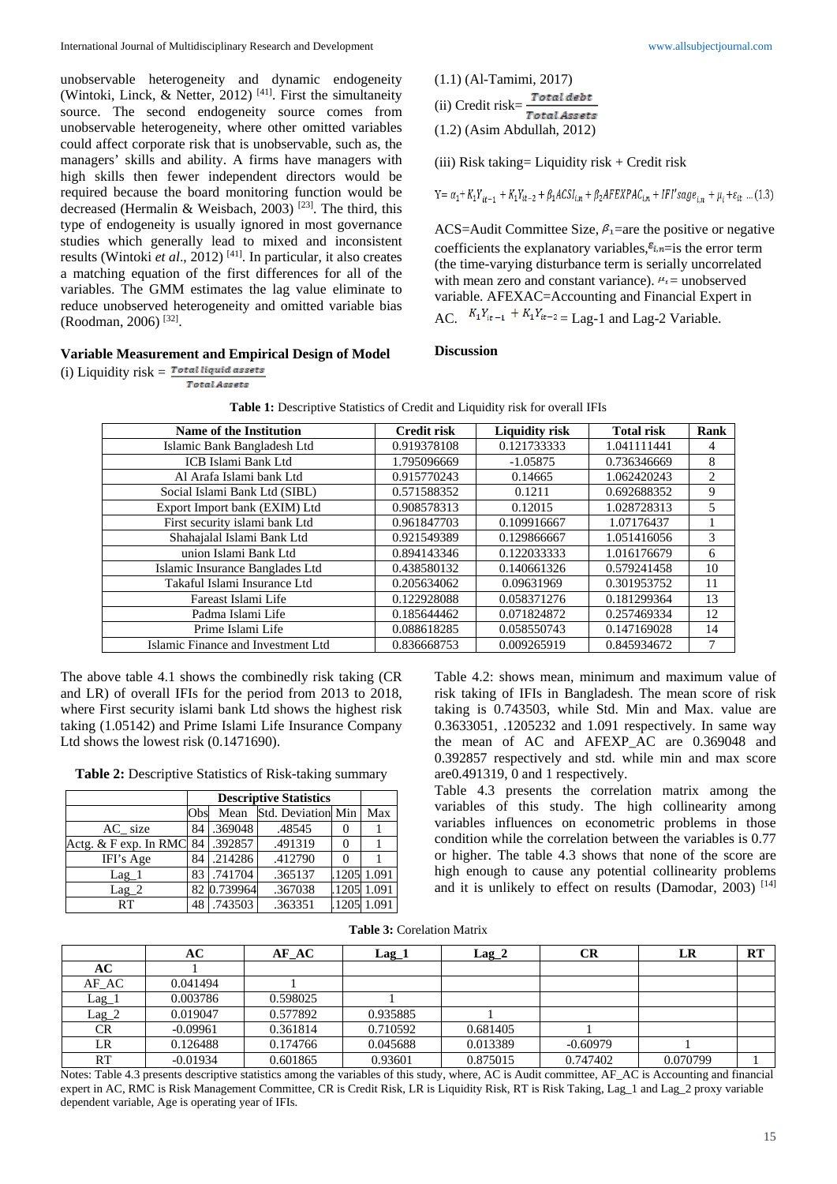unobservable heterogeneity and dynamic endogeneity (Wintoki, Linck, & Netter, 2012) [41]. First the simultaneity source. The second endogeneity source comes from unobservable heterogeneity, where other omitted variables could affect corporate risk that is unobservable, such as, the managers' skills and ability. A firms have managers with high skills then fewer independent directors would be required because the board monitoring function would be decreased (Hermalin & Weisbach, 2003) [23]. The third, this type of endogeneity is usually ignored in most governance studies which generally lead to mixed and inconsistent results (Wintoki *et al*., 2012) [41]. In particular, it also creates a matching equation of the first differences for all of the variables. The GMM estimates the lag value eliminate to reduce unobserved heterogeneity and omitted variable bias (Roodman, 2006) [32].

### Variable Measurement and Empirical Design of Model

(i) Liquidity risk = $\frac{\text{Total liquid assets}}{\text{Total Assets}}$

(1.1) (Al-Tamimi, 2017)

(ii) Credit risk= $\frac{\text{Total debt}}{\text{Total Assets}}$

(1.2) (Asim Abdullah, 2012)

(iii) Risk taking= Liquidity risk + Credit risk

$$Y = \alpha_1 + K_1 Y_{it-1} + K_1 Y_{it-2} + \beta_1 ACSI_{i,n} + \beta_2 AFEXPAC_{i,n} + IFI'sage_{i,n} + \mu_i + \varepsilon_{it} \quad \dots (1.3)$$

ACS=Audit Committee Size, $\beta_1$=are the positive or negative coefficients the explanatory variables,$\varepsilon_{i,n}$=is the error term (the time-varying disturbance term is serially uncorrelated with mean zero and constant variance). $\mu_i$ = unobserved variable. AFEXAC=Accounting and Financial Expert in AC. $K_1 Y_{it-1} + K_1 Y_{it-2}$ = Lag-1 and Lag-2 Variable.

### Discussion

**Table 1:** Descriptive Statistics of Credit and Liquidity risk for overall IFIs

| Name of the Institution | Credit risk | Liquidity risk | Total risk | Rank |
|---|---|---|---|---|
| Islamic Bank Bangladesh Ltd | 0.919378108 | 0.121733333 | 1.041111441 | 4 |
| ICB Islami Bank Ltd | 1.795096669 | -1.05875 | 0.736346669 | 8 |
| Al Arafa Islami bank Ltd | 0.915770243 | 0.14665 | 1.062420243 | 2 |
| Social Islami Bank Ltd (SIBL) | 0.571588352 | 0.1211 | 0.692688352 | 9 |
| Export Import bank (EXIM) Ltd | 0.908578313 | 0.12015 | 1.028728313 | 5 |
| First security islami bank Ltd | 0.961847703 | 0.109916667 | 1.07176437 | 1 |
| Shahajalal Islami Bank Ltd | 0.921549389 | 0.129866667 | 1.051416056 | 3 |
| union Islami Bank Ltd | 0.894143346 | 0.122033333 | 1.016176679 | 6 |
| Islamic Insurance Banglades Ltd | 0.438580132 | 0.140661326 | 0.579241458 | 10 |
| Takaful Islami Insurance Ltd | 0.205634062 | 0.09631969 | 0.301953752 | 11 |
| Fareast Islami Life | 0.122928088 | 0.058371276 | 0.181299364 | 13 |
| Padma Islami Life | 0.185644462 | 0.071824872 | 0.257469334 | 12 |
| Prime Islami Life | 0.088618285 | 0.058550743 | 0.147169028 | 14 |
| Islamic Finance and Investment Ltd | 0.836668753 | 0.009265919 | 0.845934672 | 7 |

The above table 4.1 shows the combinedly risk taking (CR and LR) of overall IFIs for the period from 2013 to 2018, where First security islami bank Ltd shows the highest risk taking (1.05142) and Prime Islami Life Insurance Company Ltd shows the lowest risk (0.1471690).

**Table 2:** Descriptive Statistics of Risk-taking summary

| | Descriptive Statistics | | | | |
|---|---|---|---|---|---|
| | Obs | Mean | Std. Deviation | Min | Max |
| AC_ size | 84 | .369048 | .48545 | 0 | 1 |
| Actg. & F exp. In RMC | 84 | .392857 | .491319 | 0 | 1 |
| IFI's Age | 84 | .214286 | .412790 | 0 | 1 |
| Lag_1 | 83 | .741704 | .365137 | .1205 | 1.091 |
| Lag_2 | 82 | 0.739964 | .367038 | .1205 | 1.091 |
| RT | 48 | .743503 | .363351 | .1205 | 1.091 |

Table 4.2: shows mean, minimum and maximum value of risk taking of IFIs in Bangladesh. The mean score of risk taking is 0.743503, while Std. Min and Max. value are 0.3633051, .1205232 and 1.091 respectively. In same way the mean of AC and AFEXP_AC are 0.369048 and 0.392857 respectively and std. while min and max score are0.491319, 0 and 1 respectively.

Table 4.3 presents the correlation matrix among the variables of this study. The high collinearity among variables influences on econometric problems in those condition while the correlation between the variables is 0.77 or higher. The table 4.3 shows that none of the score are high enough to cause any potential collinearity problems and it is unlikely to effect on results (Damodar, 2003) [14]

**Table 3:** Corelation Matrix

| | AC | AF_AC | Lag_1 | Lag_2 | CR | LR | RT |
|---|---|---|---|---|---|---|---|
| **AC** | 1 | | | | | | |
| AF_AC | 0.041494 | 1 | | | | | |
| Lag_1 | 0.003786 | 0.598025 | 1 | | | | |
| Lag_2 | 0.019047 | 0.577892 | 0.935885 | 1 | | | |
| CR | -0.09961 | 0.361814 | 0.710592 | 0.681405 | 1 | | |
| LR | 0.126488 | 0.174766 | 0.045688 | 0.013389 | -0.60979 | 1 | |
| RT | -0.01934 | 0.601865 | 0.93601 | 0.875015 | 0.747402 | 0.070799 | 1 |

Notes: Table 4.3 presents descriptive statistics among the variables of this study, where, AC is Audit committee, AF_AC is Accounting and financial expert in AC, RMC is Risk Management Committee, CR is Credit Risk, LR is Liquidity Risk, RT is Risk Taking, Lag_1 and Lag_2 proxy variable dependent variable, Age is operating year of IFIs.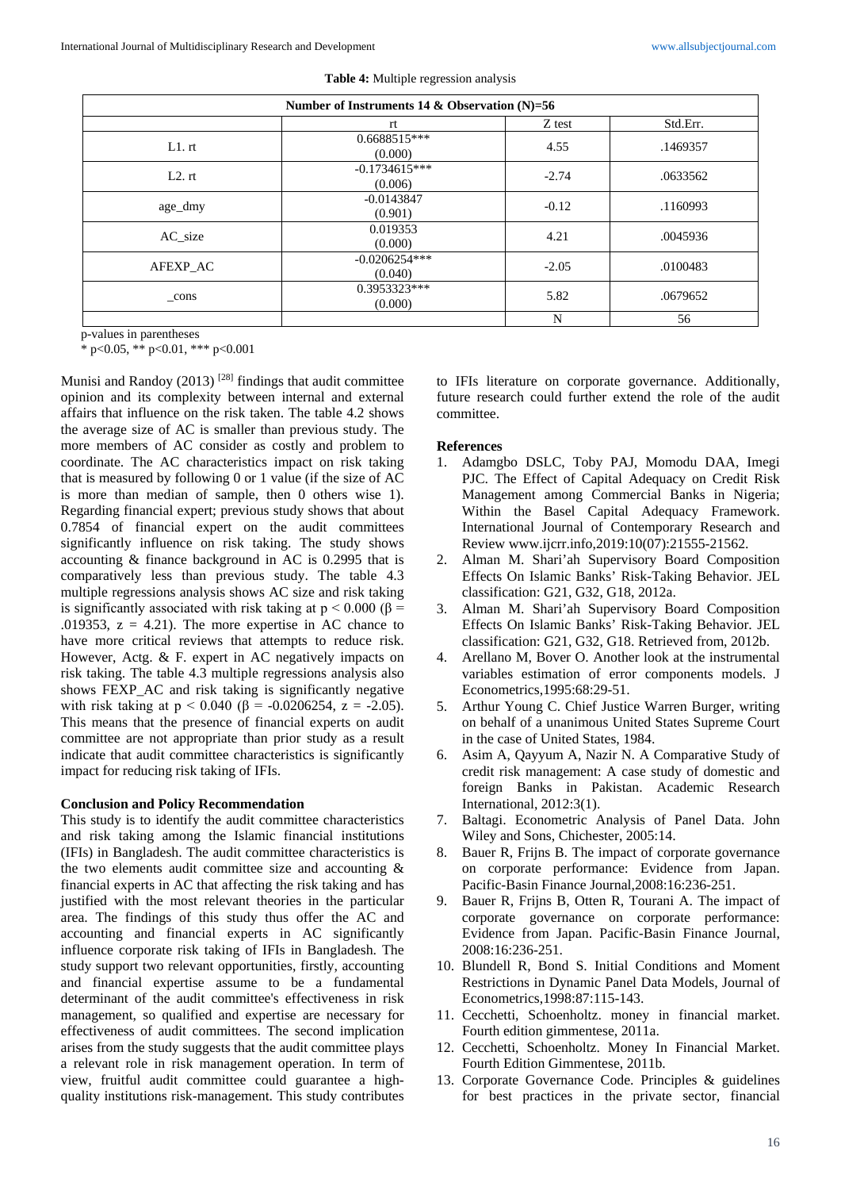**Table 4:** Multiple regression analysis

| Number of Instruments 14 & Observation (N)=56 | | | |
|---|---|---|---|
| | rt | Z test | Std.Err. |
| L1. rt | 0.6688515*** (0.000) | 4.55 | .1469357 |
| L2. rt | -0.1734615*** (0.006) | -2.74 | .0633562 |
| age_dmy | -0.0143847 (0.901) | -0.12 | .1160993 |
| AC_size | 0.019353 (0.000) | 4.21 | .0045936 |
| AFEXP_AC | -0.0206254*** (0.040) | -2.05 | .0100483 |
| _cons | 0.3953323*** (0.000) | 5.82 | .0679652 |
| | | N | 56 |

p-values in parentheses
* p<0.05, ** p<0.01, *** p<0.001

Munisi and Randoy (2013) [28] findings that audit committee opinion and its complexity between internal and external affairs that influence on the risk taken. The table 4.2 shows the average size of AC is smaller than previous study. The more members of AC consider as costly and problem to coordinate. The AC characteristics impact on risk taking that is measured by following 0 or 1 value (if the size of AC is more than median of sample, then 0 others wise 1). Regarding financial expert; previous study shows that about 0.7854 of financial expert on the audit committees significantly influence on risk taking. The study shows accounting & finance background in AC is 0.2995 that is comparatively less than previous study. The table 4.3 multiple regressions analysis shows AC size and risk taking is significantly associated with risk taking at $p < 0.000$ ($\beta = .019353$, $z = 4.21$). The more expertise in AC chance to have more critical reviews that attempts to reduce risk. However, Actg. & F. expert in AC negatively impacts on risk taking. The table 4.3 multiple regressions analysis also shows FEXP_AC and risk taking is significantly negative with risk taking at $p < 0.040$ ($\beta = -0.0206254$, $z = -2.05$). This means that the presence of financial experts on audit committee are not appropriate than prior study as a result indicate that audit committee characteristics is significantly impact for reducing risk taking of IFIs.

### Conclusion and Policy Recommendation

This study is to identify the audit committee characteristics and risk taking among the Islamic financial institutions (IFIs) in Bangladesh. The audit committee characteristics is the two elements audit committee size and accounting & financial experts in AC that affecting the risk taking and has justified with the most relevant theories in the particular area. The findings of this study thus offer the AC and accounting and financial experts in AC significantly influence corporate risk taking of IFIs in Bangladesh. The study support two relevant opportunities, firstly, accounting and financial expertise assume to be a fundamental determinant of the audit committee's effectiveness in risk management, so qualified and expertise are necessary for effectiveness of audit committees. The second implication arises from the study suggests that the audit committee plays a relevant role in risk management operation. In term of view, fruitful audit committee could guarantee a high-quality institutions risk-management. This study contributes to IFIs literature on corporate governance. Additionally, future research could further extend the role of the audit committee.

### References

1. Adamgbo DSLC, Toby PAJ, Momodu DAA, Imegi PJC. The Effect of Capital Adequacy on Credit Risk Management among Commercial Banks in Nigeria; Within the Basel Capital Adequacy Framework. International Journal of Contemporary Research and Review www.ijcrr.info,2019:10(07):21555-21562.
2. Alman M. Shari'ah Supervisory Board Composition Effects On Islamic Banks' Risk-Taking Behavior. JEL classification: G21, G32, G18, 2012a.
3. Alman M. Shari'ah Supervisory Board Composition Effects On Islamic Banks' Risk-Taking Behavior. JEL classification: G21, G32, G18. Retrieved from, 2012b.
4. Arellano M, Bover O. Another look at the instrumental variables estimation of error components models. J Econometrics,1995:68:29-51.
5. Arthur Young C. Chief Justice Warren Burger, writing on behalf of a unanimous United States Supreme Court in the case of United States, 1984.
6. Asim A, Qayyum A, Nazir N. A Comparative Study of credit risk management: A case study of domestic and foreign Banks in Pakistan. Academic Research International, 2012:3(1).
7. Baltagi. Econometric Analysis of Panel Data. John Wiley and Sons, Chichester, 2005:14.
8. Bauer R, Frijns B. The impact of corporate governance on corporate performance: Evidence from Japan. Pacific-Basin Finance Journal,2008:16:236-251.
9. Bauer R, Frijns B, Otten R, Tourani A. The impact of corporate governance on corporate performance: Evidence from Japan. Pacific-Basin Finance Journal, 2008:16:236-251.
10. Blundell R, Bond S. Initial Conditions and Moment Restrictions in Dynamic Panel Data Models, Journal of Econometrics,1998:87:115-143.
11. Cecchetti, Schoenholtz. money in financial market. Fourth edition gimmentese, 2011a.
12. Cecchetti, Schoenholtz. Money In Financial Market. Fourth Edition Gimmentese, 2011b.
13. Corporate Governance Code. Principles & guidelines for best practices in the private sector, financial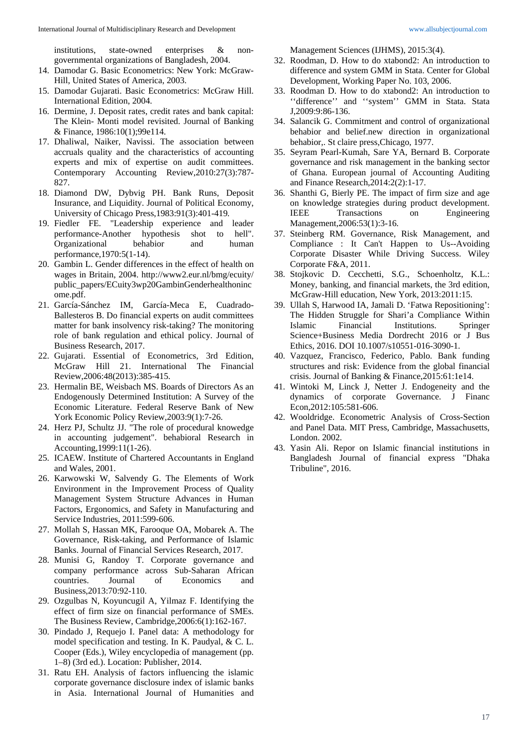institutions, state-owned enterprises & non-governmental organizations of Bangladesh, 2004.
14. Damodar G. Basic Econometrics: New York: McGraw-Hill, United States of America, 2003.
15. Damodar Gujarati. Basic Econometrics: McGraw Hill. International Edition, 2004.
16. Dermine, J. Deposit rates, credit rates and bank capital: The Klein- Monti model revisited. Journal of Banking & Finance, 1986:10(1);99e114.
17. Dhaliwal, Naiker, Navissi. The association between accruals quality and the characteristics of accounting experts and mix of expertise on audit committees. Contemporary Accounting Review,2010:27(3):787-827.
18. Diamond DW, Dybvig PH. Bank Runs, Deposit Insurance, and Liquidity. Journal of Political Economy, University of Chicago Press,1983:91(3):401-419.
19. Fiedler FE. "Leadership experience and leader performance-Another hypothesis shot to hell". Organizational behabior and human performance,1970:5(1-14).
20. Gambin L. Gender differences in the effect of health on wages in Britain, 2004. http://www2.eur.nl/bmg/ecuity/public_papers/ECuity3wp20GambinGenderhealthonincome.pdf.
21. García-Sánchez IM, García-Meca E, Cuadrado-Ballesteros B. Do financial experts on audit committees matter for bank insolvency risk-taking? The monitoring role of bank regulation and ethical policy. Journal of Business Research, 2017.
22. Gujarati. Essential of Econometrics, 3rd Edition, McGraw Hill 21. International The Financial Review,2006:48(2013):385-415.
23. Hermalin BE, Weisbach MS. Boards of Directors As an Endogenously Determined Institution: A Survey of the Economic Literature. Federal Reserve Bank of New York Economic Policy Review,2003:9(1):7-26.
24. Herz PJ, Schultz JJ. "The role of procedural knowedge in accounting judgement". behabioral Research in Accounting,1999:11(1-26).
25. ICAEW. Institute of Chartered Accountants in England and Wales, 2001.
26. Karwowski W, Salvendy G. The Elements of Work Environment in the Improvement Process of Quality Management System Structure Advances in Human Factors, Ergonomics, and Safety in Manufacturing and Service Industries, 2011:599-606.
27. Mollah S, Hassan MK, Farooque OA, Mobarek A. The Governance, Risk-taking, and Performance of Islamic Banks. Journal of Financial Services Research, 2017.
28. Munisi G, Randoy T. Corporate governance and company performance across Sub-Saharan African countries. Journal of Economics and Business,2013:70:92-110.
29. Ozgulbas N, Koyuncugil A, Yilmaz F. Identifying the effect of firm size on financial performance of SMEs. The Business Review, Cambridge,2006:6(1):162-167.
30. Pindado J, Requejo I. Panel data: A methodology for model specification and testing. In K. Paudyal, & C. L. Cooper (Eds.), Wiley encyclopedia of management (pp. 1–8) (3rd ed.). Location: Publisher, 2014.
31. Ratu EH. Analysis of factors influencing the islamic corporate governance disclosure index of islamic banks in Asia. International Journal of Humanities and Management Sciences (IJHMS), 2015:3(4).
32. Roodman, D. How to do xtabond2: An introduction to difference and system GMM in Stata. Center for Global Development, Working Paper No. 103, 2006.
33. Roodman D. How to do xtabond2: An introduction to ''difference'' and ''system'' GMM in Stata. Stata J,2009:9:86-136.
34. Salancik G. Commitment and control of organizational behabior and belief.new direction in organizational behabior,. St claire press,Chicago, 1977.
35. Seyram Pearl-Kumah, Sare YA, Bernard B. Corporate governance and risk management in the banking sector of Ghana. European journal of Accounting Auditing and Finance Research,2014:2(2):1-17.
36. Shanthi G, Bierly PE. The impact of firm size and age on knowledge strategies during product development. IEEE Transactions on Engineering Management,2006:53(1):3-16.
37. Steinberg RM. Governance, Risk Management, and Compliance : It Can't Happen to Us--Avoiding Corporate Disaster While Driving Success. Wiley Corporate F&A, 2011.
38. Stojkovic D. Cecchetti, S.G., Schoenholtz, K.L.: Money, banking, and financial markets, the 3rd edition, McGraw-Hill education, New York, 2013:2011:15.
39. Ullah S, Harwood IA, Jamali D. 'Fatwa Repositioning': The Hidden Struggle for Shari'a Compliance Within Islamic Financial Institutions. Springer Science+Business Media Dordrecht 2016 or J Bus Ethics, 2016. DOI 10.1007/s10551-016-3090-1.
40. Vazquez, Francisco, Federico, Pablo. Bank funding structures and risk: Evidence from the global financial crisis. Journal of Banking & Finance,2015:61:1e14.
41. Wintoki M, Linck J, Netter J. Endogeneity and the dynamics of corporate Governance. J Financ Econ,2012:105:581-606.
42. Wooldridge. Econometric Analysis of Cross-Section and Panel Data. MIT Press, Cambridge, Massachusetts, London. 2002.
43. Yasin Ali. Repor on Islamic financial institutions in Bangladesh Journal of financial express "Dhaka Tribuline", 2016.